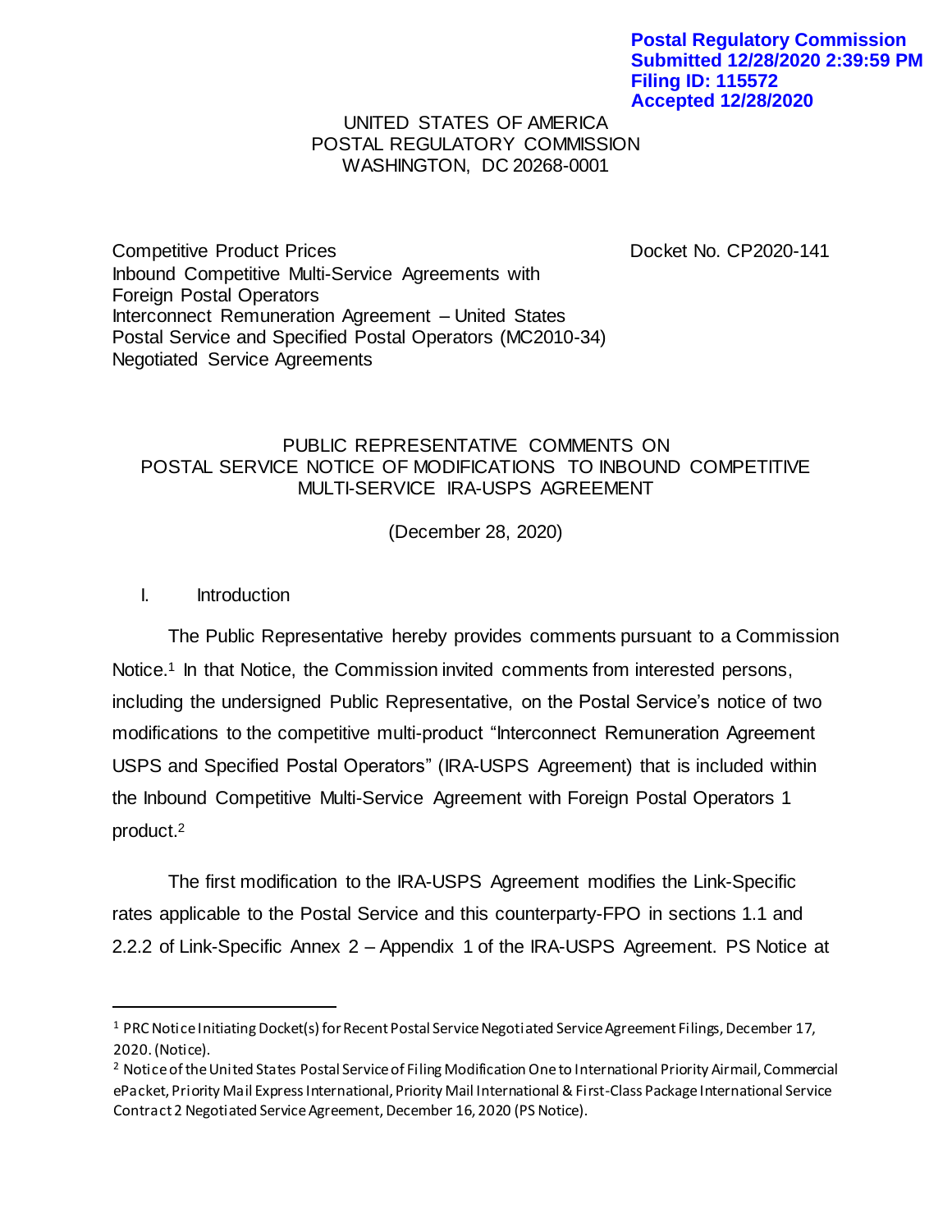**Postal Regulatory Commission**
**Submitted 12/28/2020 2:39:59 PM**
**Filing ID: 115572**
**Accepted 12/28/2020**

UNITED STATES OF AMERICA
POSTAL REGULATORY COMMISSION
WASHINGTON, DC 20268-0001

Competitive Product Prices
Inbound Competitive Multi-Service Agreements with Foreign Postal Operators
Interconnect Remuneration Agreement – United States Postal Service and Specified Postal Operators (MC2010-34)
Negotiated Service Agreements

Docket No. CP2020-141

# PUBLIC REPRESENTATIVE COMMENTS ON POSTAL SERVICE NOTICE OF MODIFICATIONS TO INBOUND COMPETITIVE MULTI-SERVICE IRA-USPS AGREEMENT

(December 28, 2020)

## I. Introduction

The Public Representative hereby provides comments pursuant to a Commission Notice.[1] In that Notice, the Commission invited comments from interested persons, including the undersigned Public Representative, on the Postal Service's notice of two modifications to the competitive multi-product "Interconnect Remuneration Agreement USPS and Specified Postal Operators" (IRA-USPS Agreement) that is included within the Inbound Competitive Multi-Service Agreement with Foreign Postal Operators 1 product.[2]

The first modification to the IRA-USPS Agreement modifies the Link-Specific rates applicable to the Postal Service and this counterparty-FPO in sections 1.1 and 2.2.2 of Link-Specific Annex 2 – Appendix 1 of the IRA-USPS Agreement. PS Notice at

---

[1] PRC Notice Initiating Docket(s) for Recent Postal Service Negotiated Service Agreement Filings, December 17, 2020. (Notice).

[2] Notice of the United States Postal Service of Filing Modification One to International Priority Airmail, Commercial ePacket, Priority Mail Express International, Priority Mail International & First-Class Package International Service Contract 2 Negotiated Service Agreement, December 16, 2020 (PS Notice).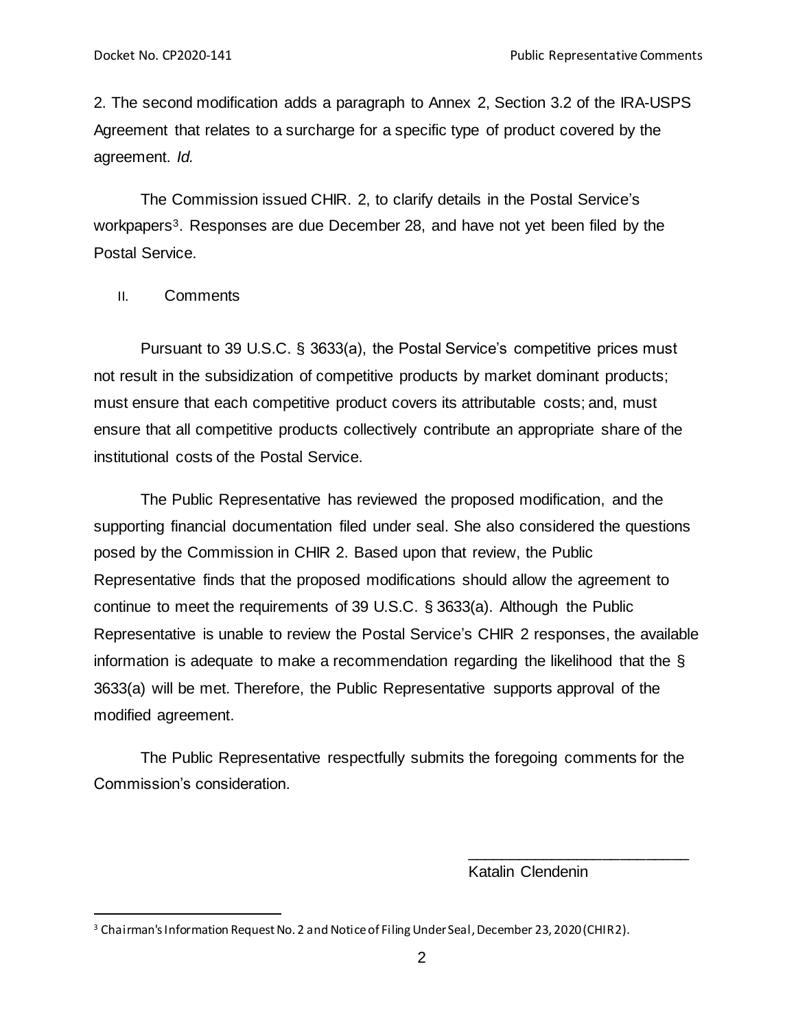2. The second modification adds a paragraph to Annex 2, Section 3.2 of the IRA-USPS Agreement that relates to a surcharge for a specific type of product covered by the agreement. *Id.*

The Commission issued CHIR. 2, to clarify details in the Postal Service's workpapers[3]. Responses are due December 28, and have not yet been filed by the Postal Service.

## II. Comments

Pursuant to 39 U.S.C. § 3633(a), the Postal Service's competitive prices must not result in the subsidization of competitive products by market dominant products; must ensure that each competitive product covers its attributable costs; and, must ensure that all competitive products collectively contribute an appropriate share of the institutional costs of the Postal Service.

The Public Representative has reviewed the proposed modification, and the supporting financial documentation filed under seal. She also considered the questions posed by the Commission in CHIR 2. Based upon that review, the Public Representative finds that the proposed modifications should allow the agreement to continue to meet the requirements of 39 U.S.C. § 3633(a). Although the Public Representative is unable to review the Postal Service's CHIR 2 responses, the available information is adequate to make a recommendation regarding the likelihood that the § 3633(a) will be met. Therefore, the Public Representative supports approval of the modified agreement.

The Public Representative respectfully submits the foregoing comments for the Commission's consideration.

\_\_\_\_\_\_\_\_\_\_\_\_\_\_\_\_\_\_\_\_\_\_\_\_\_\_\_\_
Katalin Clendenin

[3] Chairman's Information Request No. 2 and Notice of Filing Under Seal, December 23, 2020 (CHIR 2).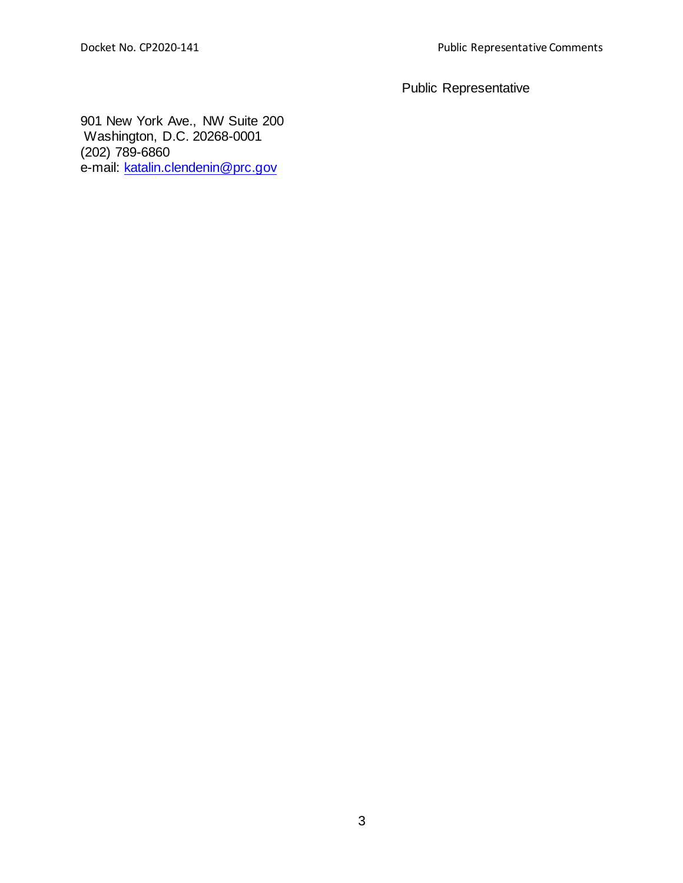Public Representative

901 New York Ave., NW Suite 200
Washington, D.C. 20268-0001
(202) 789-6860
e-mail: katalin.clendenin@prc.gov